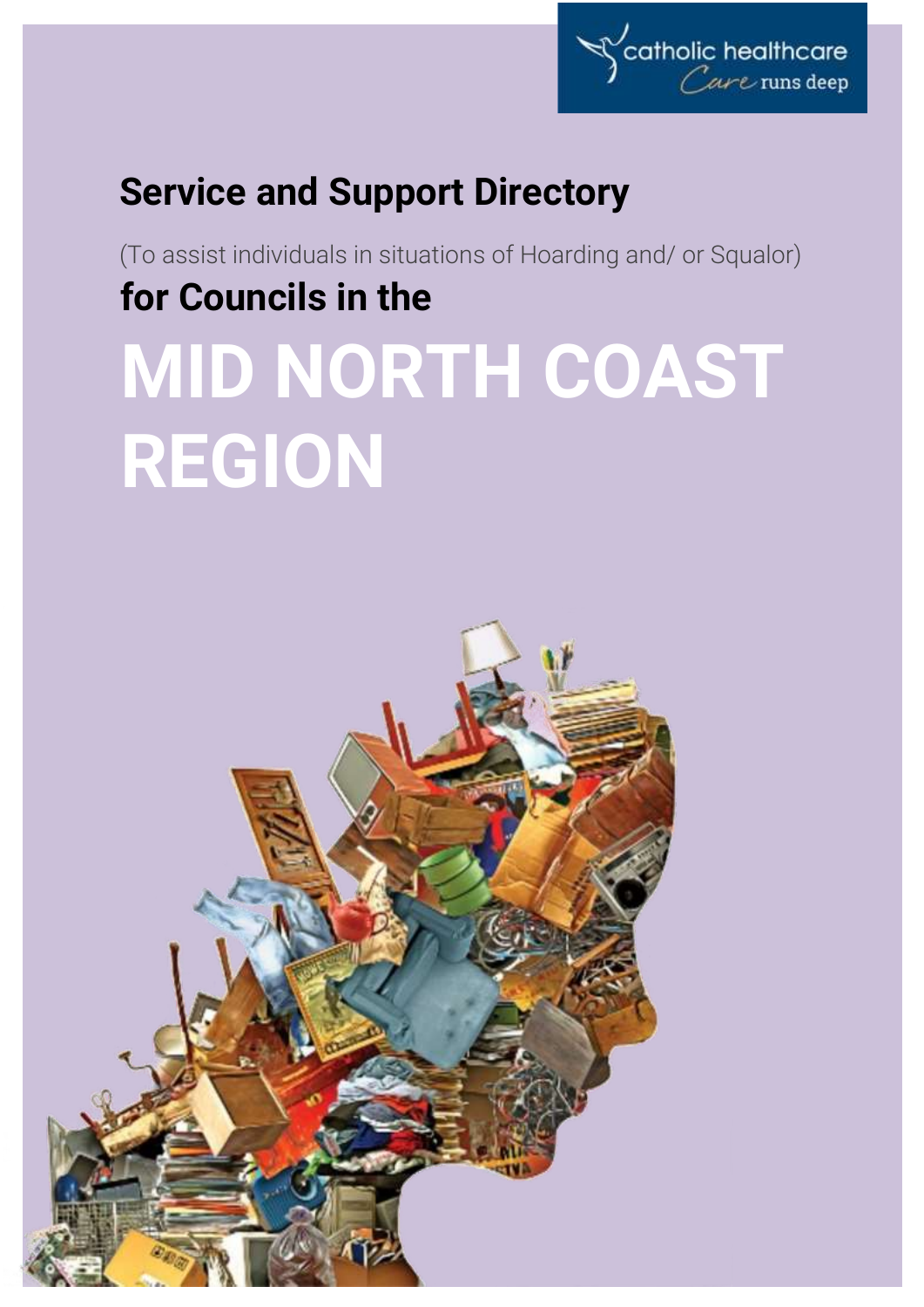catholic healthcare
*Care* runs deep

## Service and Support Directory

(To assist individuals in situations of Hoarding and/ or Squalor)

**for Councils in the**

# MID NORTH COAST REGION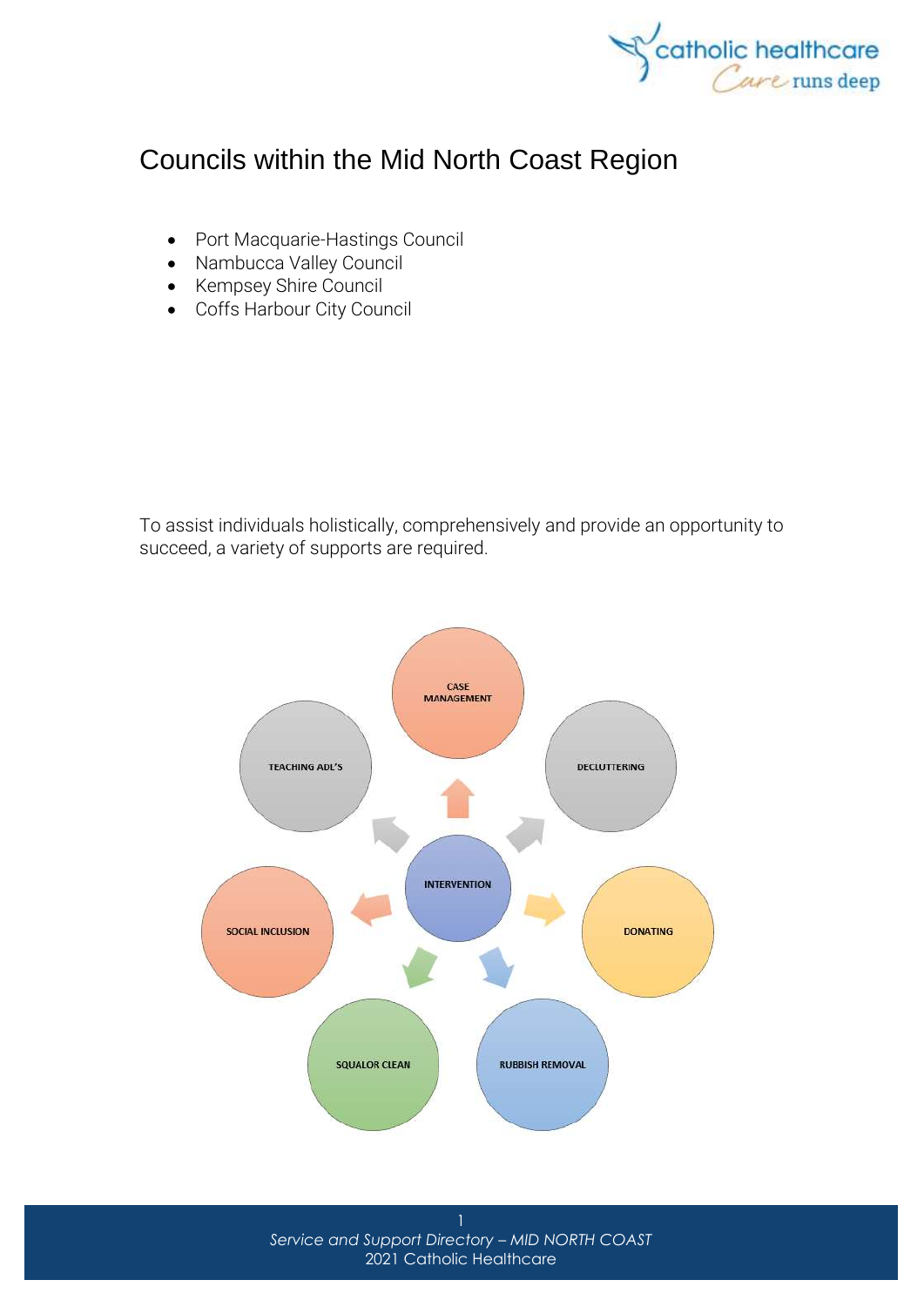# Councils within the Mid North Coast Region

- Port Macquarie-Hastings Council
- Nambucca Valley Council
- Kempsey Shire Council
- Coffs Harbour City Council

To assist individuals holistically, comprehensively and provide an opportunity to succeed, a variety of supports are required.

INTERVENTION

- CASE MANAGEMENT
- DECLUTTERING
- DONATING
- RUBBISH REMOVAL
- SQUALOR CLEAN
- SOCIAL INCLUSION
- TEACHING ADL'S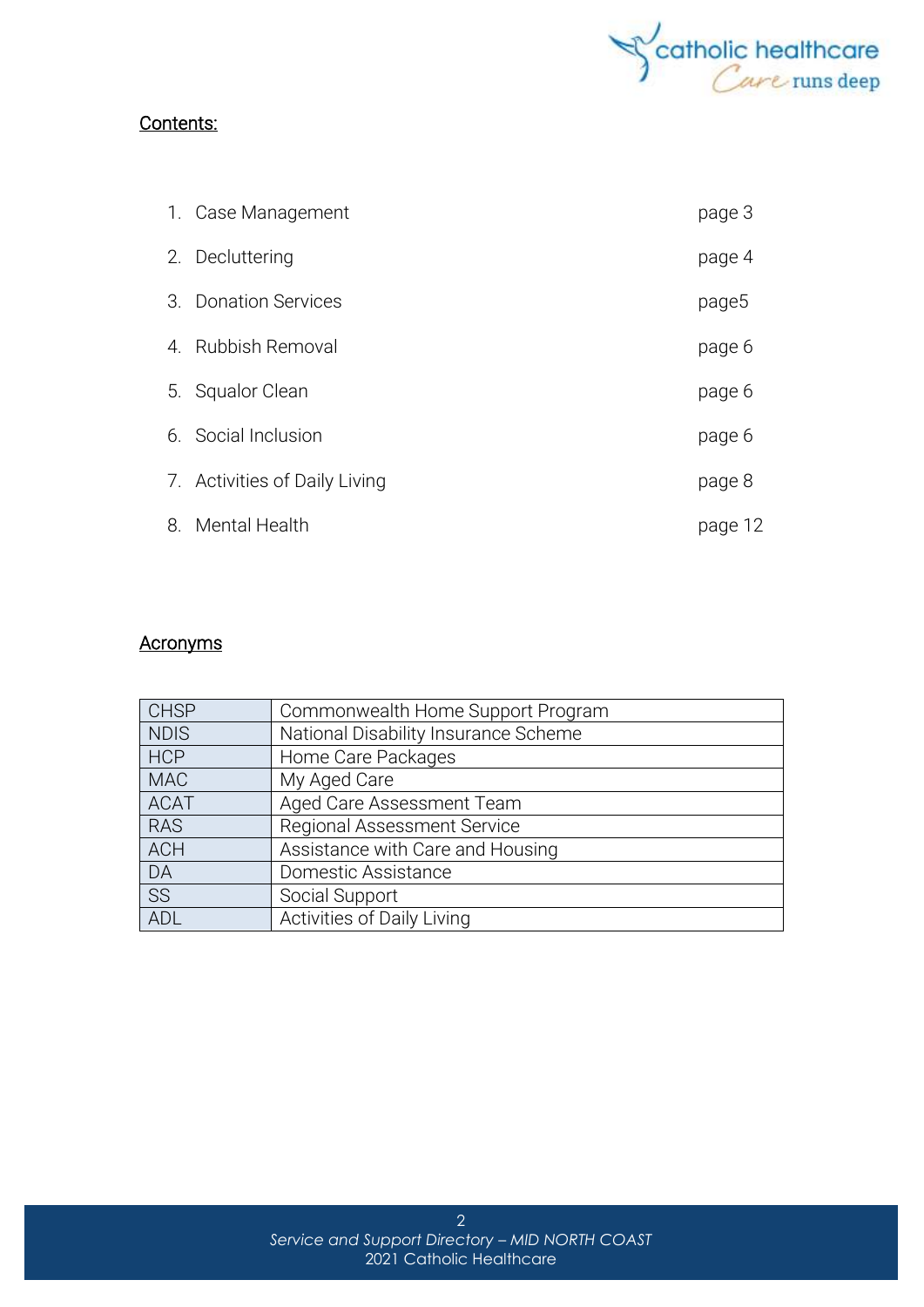## Contents:

| | | |
|---|---|---|
| 1. | Case Management | page 3 |
| 2. | Decluttering | page 4 |
| 3. | Donation Services | page5 |
| 4. | Rubbish Removal | page 6 |
| 5. | Squalor Clean | page 6 |
| 6. | Social Inclusion | page 6 |
| 7. | Activities of Daily Living | page 8 |
| 8. | Mental Health | page 12 |

## Acronyms

| | |
|---|---|
| CHSP | Commonwealth Home Support Program |
| NDIS | National Disability Insurance Scheme |
| HCP | Home Care Packages |
| MAC | My Aged Care |
| ACAT | Aged Care Assessment Team |
| RAS | Regional Assessment Service |
| ACH | Assistance with Care and Housing |
| DA | Domestic Assistance |
| SS | Social Support |
| ADL | Activities of Daily Living |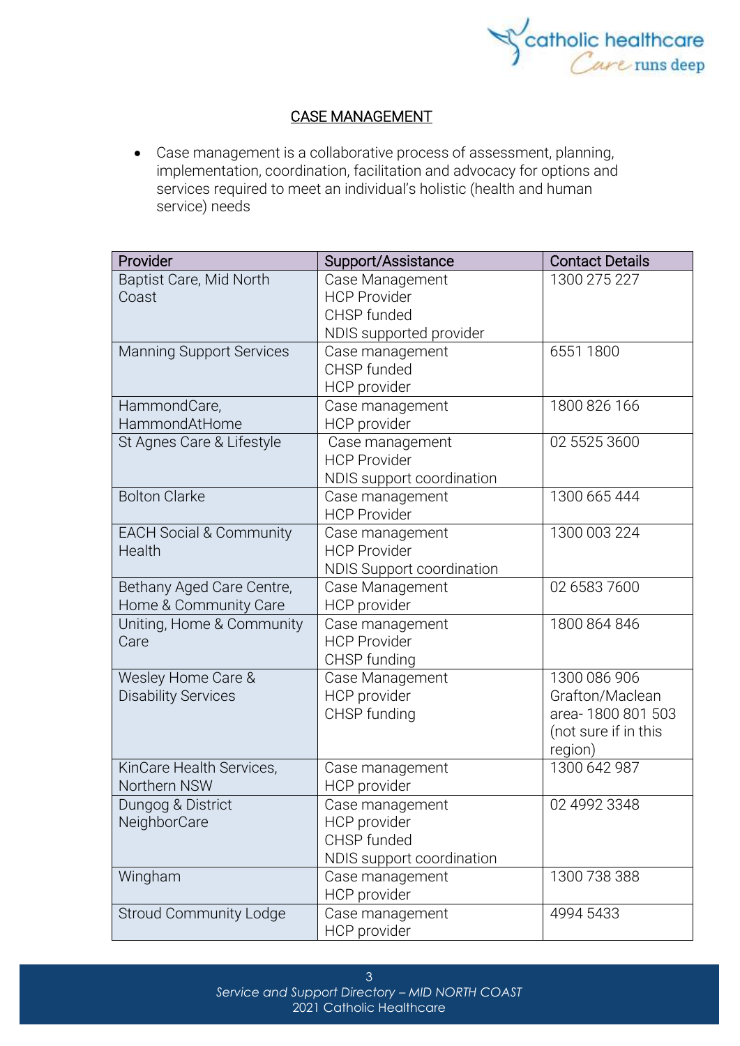## CASE MANAGEMENT

- Case management is a collaborative process of assessment, planning, implementation, coordination, facilitation and advocacy for options and services required to meet an individual's holistic (health and human service) needs

| Provider | Support/Assistance | Contact Details |
|---|---|---|
| Baptist Care, Mid North Coast | Case Management<br>HCP Provider<br>CHSP funded<br>NDIS supported provider | 1300 275 227 |
| Manning Support Services | Case management<br>CHSP funded<br>HCP provider | 6551 1800 |
| HammondCare, HammondAtHome | Case management<br>HCP provider | 1800 826 166 |
| St Agnes Care & Lifestyle | Case management<br>HCP Provider<br>NDIS support coordination | 02 5525 3600 |
| Bolton Clarke | Case management<br>HCP Provider | 1300 665 444 |
| EACH Social & Community Health | Case management<br>HCP Provider<br>NDIS Support coordination | 1300 003 224 |
| Bethany Aged Care Centre, Home & Community Care | Case Management<br>HCP provider | 02 6583 7600 |
| Uniting, Home & Community Care | Case management<br>HCP Provider<br>CHSP funding | 1800 864 846 |
| Wesley Home Care & Disability Services | Case Management<br>HCP provider<br>CHSP funding | 1300 086 906<br>Grafton/Maclean area- 1800 801 503 (not sure if in this region) |
| KinCare Health Services, Northern NSW | Case management<br>HCP provider | 1300 642 987 |
| Dungog & District NeighborCare | Case management<br>HCP provider<br>CHSP funded<br>NDIS support coordination | 02 4992 3348 |
| Wingham | Case management<br>HCP provider | 1300 738 388 |
| Stroud Community Lodge | Case management<br>HCP provider | 4994 5433 |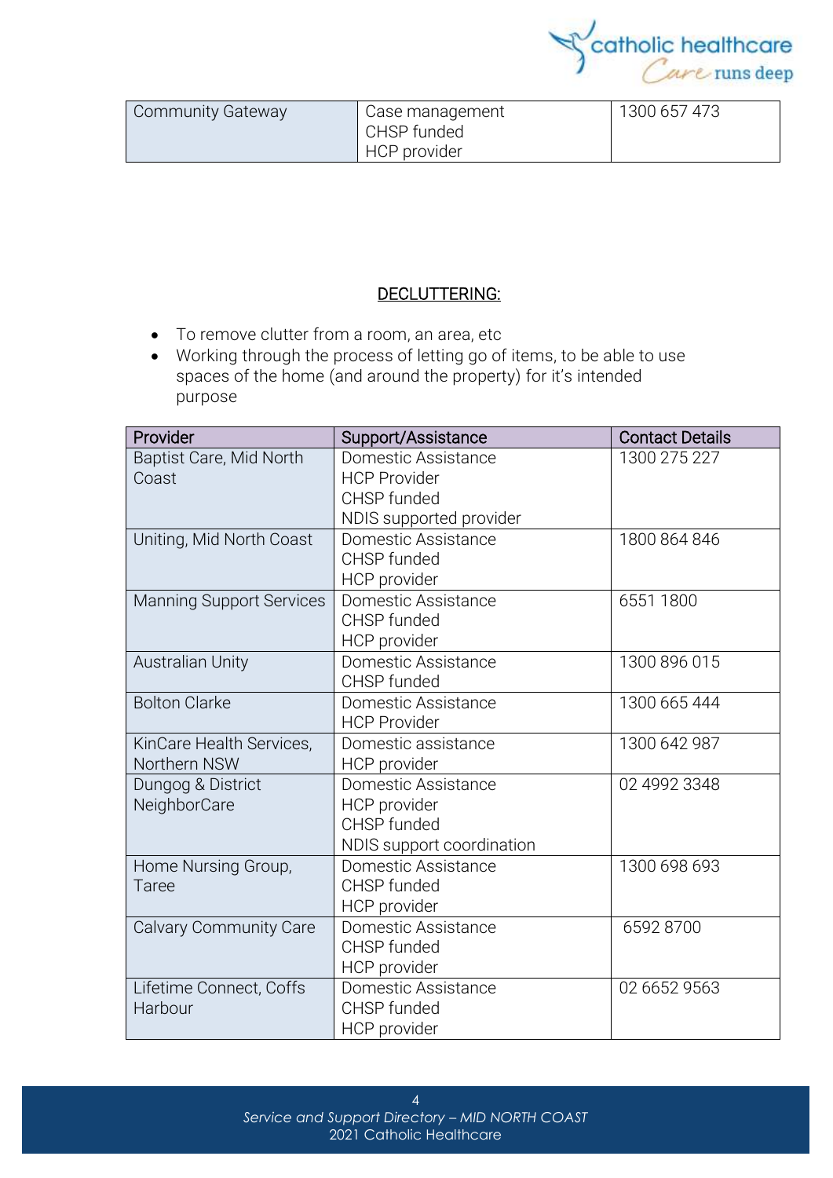| Community Gateway | Case management<br>CHSP funded<br>HCP provider | 1300 657 473 |
|---|---|---|

## DECLUTTERING:

- To remove clutter from a room, an area, etc
- Working through the process of letting go of items, to be able to use spaces of the home (and around the property) for it's intended purpose

| Provider | Support/Assistance | Contact Details |
|---|---|---|
| Baptist Care, Mid North Coast | Domestic Assistance<br>HCP Provider<br>CHSP funded<br>NDIS supported provider | 1300 275 227 |
| Uniting, Mid North Coast | Domestic Assistance<br>CHSP funded<br>HCP provider | 1800 864 846 |
| Manning Support Services | Domestic Assistance<br>CHSP funded<br>HCP provider | 6551 1800 |
| Australian Unity | Domestic Assistance<br>CHSP funded | 1300 896 015 |
| Bolton Clarke | Domestic Assistance<br>HCP Provider | 1300 665 444 |
| KinCare Health Services, Northern NSW | Domestic assistance<br>HCP provider | 1300 642 987 |
| Dungog & District NeighborCare | Domestic Assistance<br>HCP provider<br>CHSP funded<br>NDIS support coordination | 02 4992 3348 |
| Home Nursing Group, Taree | Domestic Assistance<br>CHSP funded<br>HCP provider | 1300 698 693 |
| Calvary Community Care | Domestic Assistance<br>CHSP funded<br>HCP provider | 6592 8700 |
| Lifetime Connect, Coffs Harbour | Domestic Assistance<br>CHSP funded<br>HCP provider | 02 6652 9563 |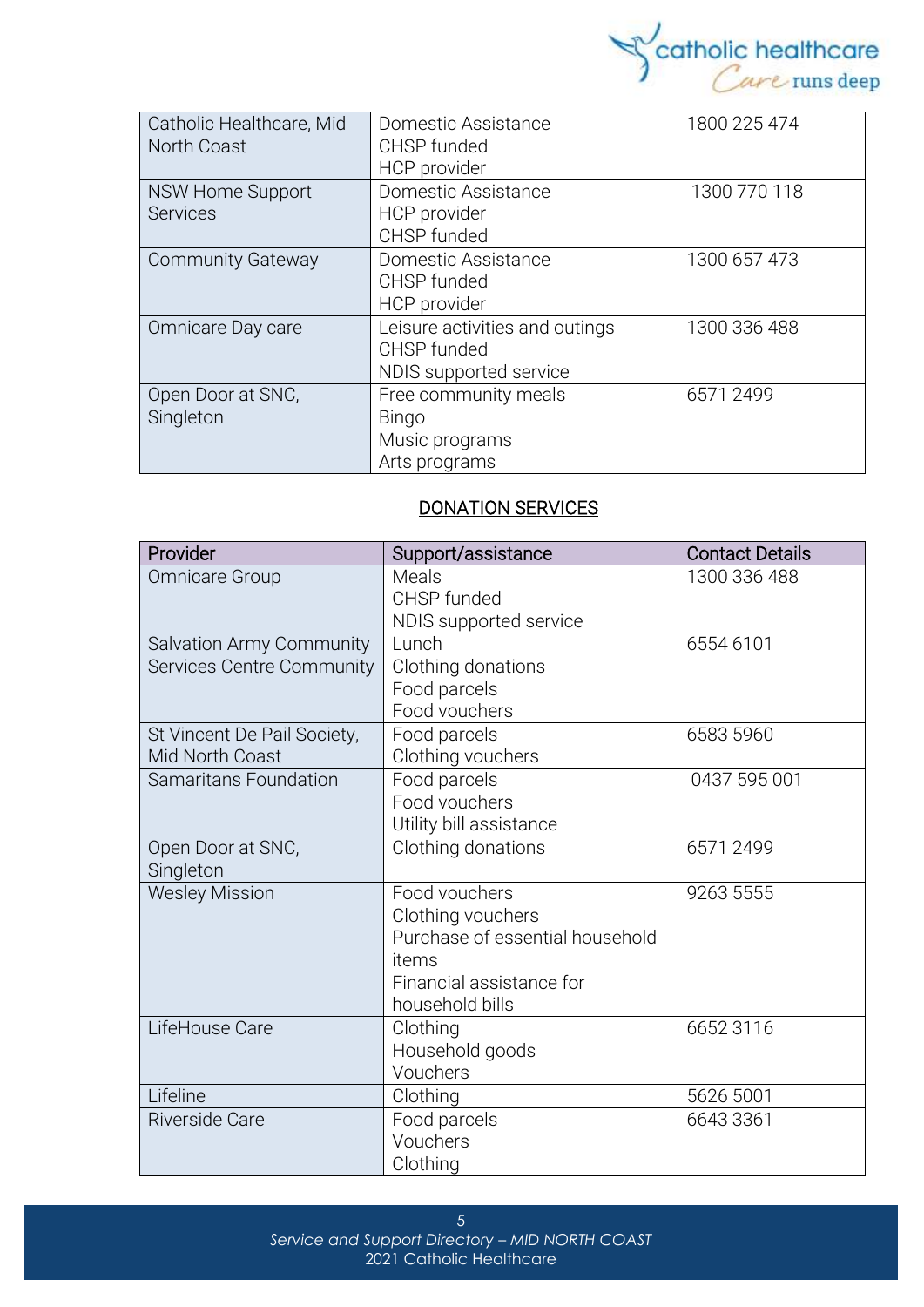| | | |
|---|---|---|
| Catholic Healthcare, Mid North Coast | Domestic Assistance<br>CHSP funded<br>HCP provider | 1800 225 474 |
| NSW Home Support Services | Domestic Assistance<br>HCP provider<br>CHSP funded | 1300 770 118 |
| Community Gateway | Domestic Assistance<br>CHSP funded<br>HCP provider | 1300 657 473 |
| Omnicare Day care | Leisure activities and outings<br>CHSP funded<br>NDIS supported service | 1300 336 488 |
| Open Door at SNC, Singleton | Free community meals<br>Bingo<br>Music programs<br>Arts programs | 6571 2499 |

## DONATION SERVICES

| Provider | Support/assistance | Contact Details |
|---|---|---|
| Omnicare Group | Meals<br>CHSP funded<br>NDIS supported service | 1300 336 488 |
| Salvation Army Community Services Centre Community | Lunch<br>Clothing donations<br>Food parcels<br>Food vouchers | 6554 6101 |
| St Vincent De Pail Society, Mid North Coast | Food parcels<br>Clothing vouchers | 6583 5960 |
| Samaritans Foundation | Food parcels<br>Food vouchers<br>Utility bill assistance | 0437 595 001 |
| Open Door at SNC, Singleton | Clothing donations | 6571 2499 |
| Wesley Mission | Food vouchers<br>Clothing vouchers<br>Purchase of essential household items<br>Financial assistance for household bills | 9263 5555 |
| LifeHouse Care | Clothing<br>Household goods<br>Vouchers | 6652 3116 |
| Lifeline | Clothing | 5626 5001 |
| Riverside Care | Food parcels<br>Vouchers<br>Clothing | 6643 3361 |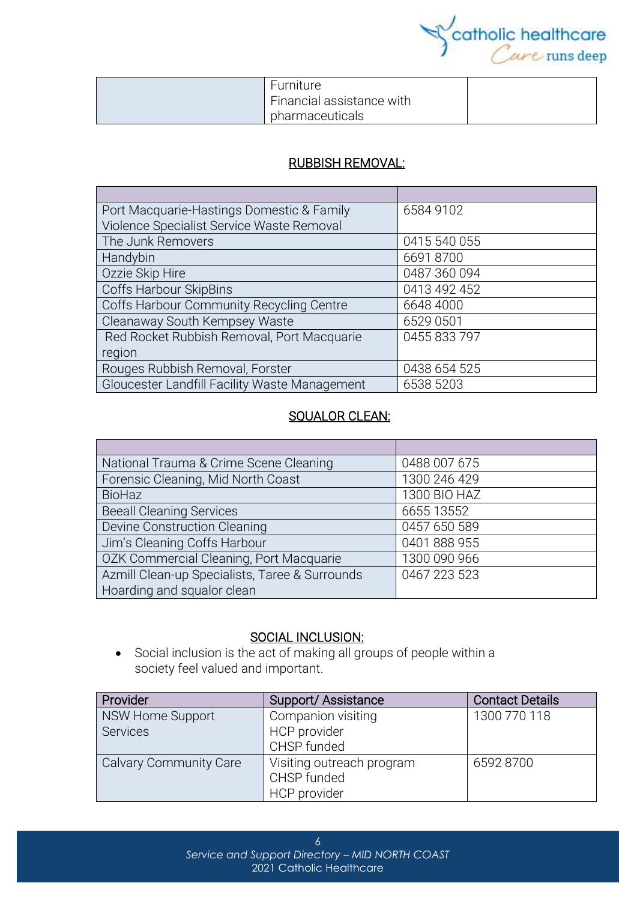| | Furniture<br>Financial assistance with pharmaceuticals | |
|---|---|---|

## RUBBISH REMOVAL:

| | |
|---|---|
| Port Macquarie-Hastings Domestic & Family Violence Specialist Service Waste Removal | 6584 9102 |
| The Junk Removers | 0415 540 055 |
| Handybin | 6691 8700 |
| Ozzie Skip Hire | 0487 360 094 |
| Coffs Harbour SkipBins | 0413 492 452 |
| Coffs Harbour Community Recycling Centre | 6648 4000 |
| Cleanaway South Kempsey Waste | 6529 0501 |
| Red Rocket Rubbish Removal, Port Macquarie region | 0455 833 797 |
| Rouges Rubbish Removal, Forster | 0438 654 525 |
| Gloucester Landfill Facility Waste Management | 6538 5203 |

## SQUALOR CLEAN:

| | |
|---|---|
| National Trauma & Crime Scene Cleaning | 0488 007 675 |
| Forensic Cleaning, Mid North Coast | 1300 246 429 |
| BioHaz | 1300 BIO HAZ |
| Beeall Cleaning Services | 6655 13552 |
| Devine Construction Cleaning | 0457 650 589 |
| Jim's Cleaning Coffs Harbour | 0401 888 955 |
| OZK Commercial Cleaning, Port Macquarie | 1300 090 966 |
| Azmill Clean-up Specialists, Taree & Surrounds Hoarding and squalor clean | 0467 223 523 |

## SOCIAL INCLUSION:

- Social inclusion is the act of making all groups of people within a society feel valued and important.

| Provider | Support/ Assistance | Contact Details |
|---|---|---|
| NSW Home Support Services | Companion visiting<br>HCP provider<br>CHSP funded | 1300 770 118 |
| Calvary Community Care | Visiting outreach program<br>CHSP funded<br>HCP provider | 6592 8700 |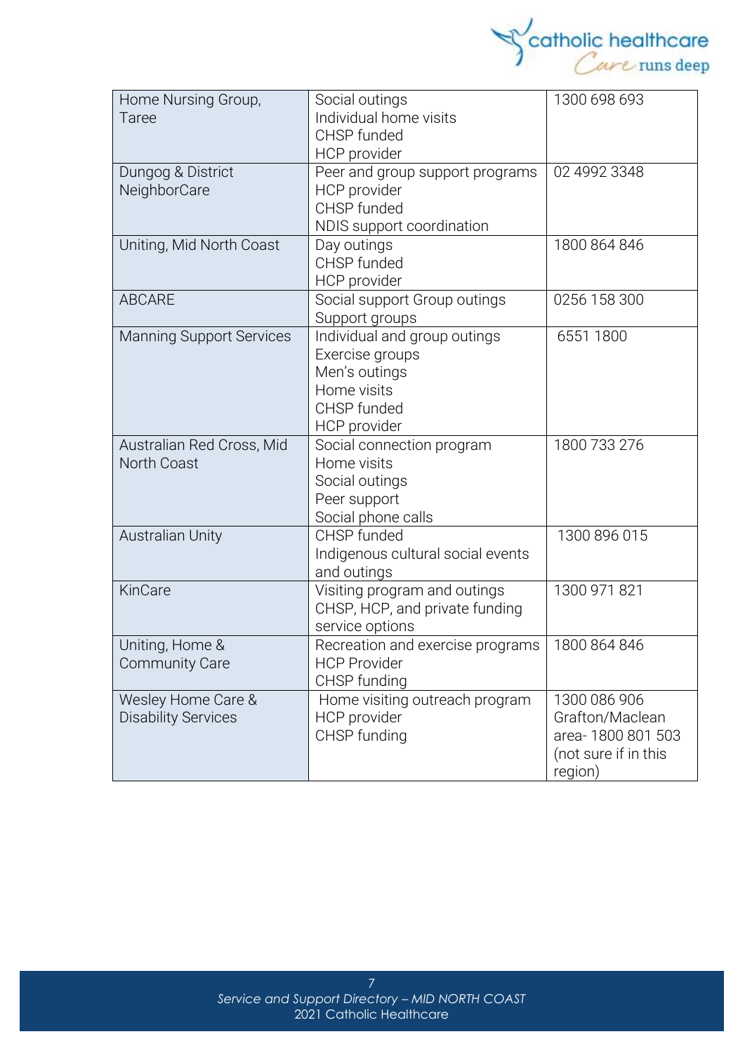| | | |
|---|---|---|
| Home Nursing Group, Taree | Social outings<br>Individual home visits<br>CHSP funded<br>HCP provider | 1300 698 693 |
| Dungog & District NeighborCare | Peer and group support programs<br>HCP provider<br>CHSP funded<br>NDIS support coordination | 02 4992 3348 |
| Uniting, Mid North Coast | Day outings<br>CHSP funded<br>HCP provider | 1800 864 846 |
| ABCARE | Social support Group outings<br>Support groups | 0256 158 300 |
| Manning Support Services | Individual and group outings<br>Exercise groups<br>Men's outings<br>Home visits<br>CHSP funded<br>HCP provider | 6551 1800 |
| Australian Red Cross, Mid North Coast | Social connection program<br>Home visits<br>Social outings<br>Peer support<br>Social phone calls | 1800 733 276 |
| Australian Unity | CHSP funded<br>Indigenous cultural social events and outings | 1300 896 015 |
| KinCare | Visiting program and outings<br>CHSP, HCP, and private funding service options | 1300 971 821 |
| Uniting, Home & Community Care | Recreation and exercise programs<br>HCP Provider<br>CHSP funding | 1800 864 846 |
| Wesley Home Care & Disability Services | Home visiting outreach program<br>HCP provider<br>CHSP funding | 1300 086 906<br>Grafton/Maclean area- 1800 801 503 (not sure if in this region) |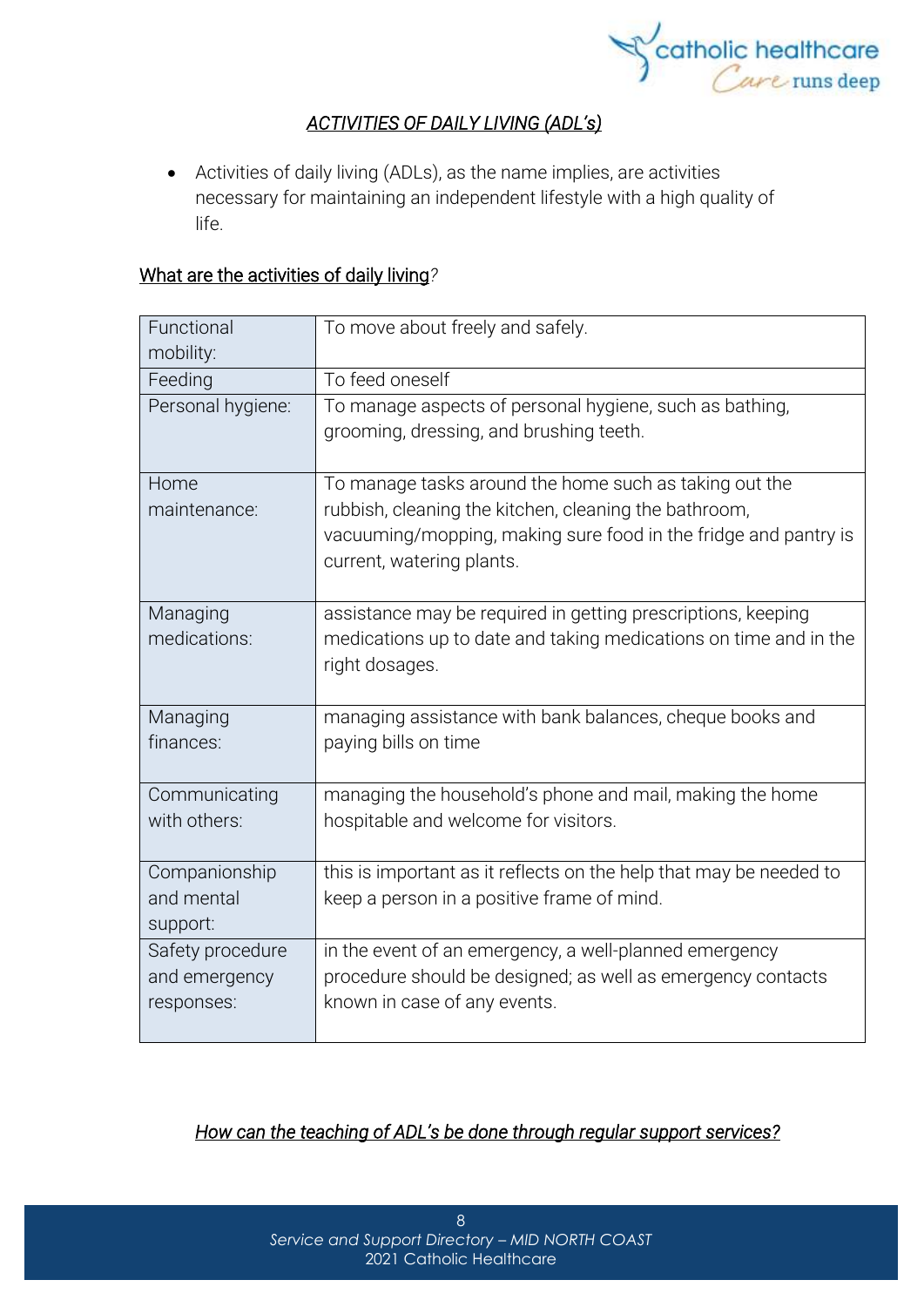## *ACTIVITIES OF DAILY LIVING (ADL's)*

- Activities of daily living (ADLs), as the name implies, are activities necessary for maintaining an independent lifestyle with a high quality of life.

### What are the activities of daily living?

| | |
|---|---|
| Functional mobility: | To move about freely and safely. |
| Feeding | To feed oneself |
| Personal hygiene: | To manage aspects of personal hygiene, such as bathing, grooming, dressing, and brushing teeth. |
| Home maintenance: | To manage tasks around the home such as taking out the rubbish, cleaning the kitchen, cleaning the bathroom, vacuuming/mopping, making sure food in the fridge and pantry is current, watering plants. |
| Managing medications: | assistance may be required in getting prescriptions, keeping medications up to date and taking medications on time and in the right dosages. |
| Managing finances: | managing assistance with bank balances, cheque books and paying bills on time |
| Communicating with others: | managing the household's phone and mail, making the home hospitable and welcome for visitors. |
| Companionship and mental support: | this is important as it reflects on the help that may be needed to keep a person in a positive frame of mind. |
| Safety procedure and emergency responses: | in the event of an emergency, a well-planned emergency procedure should be designed; as well as emergency contacts known in case of any events. |

### *How can the teaching of ADL's be done through regular support services?*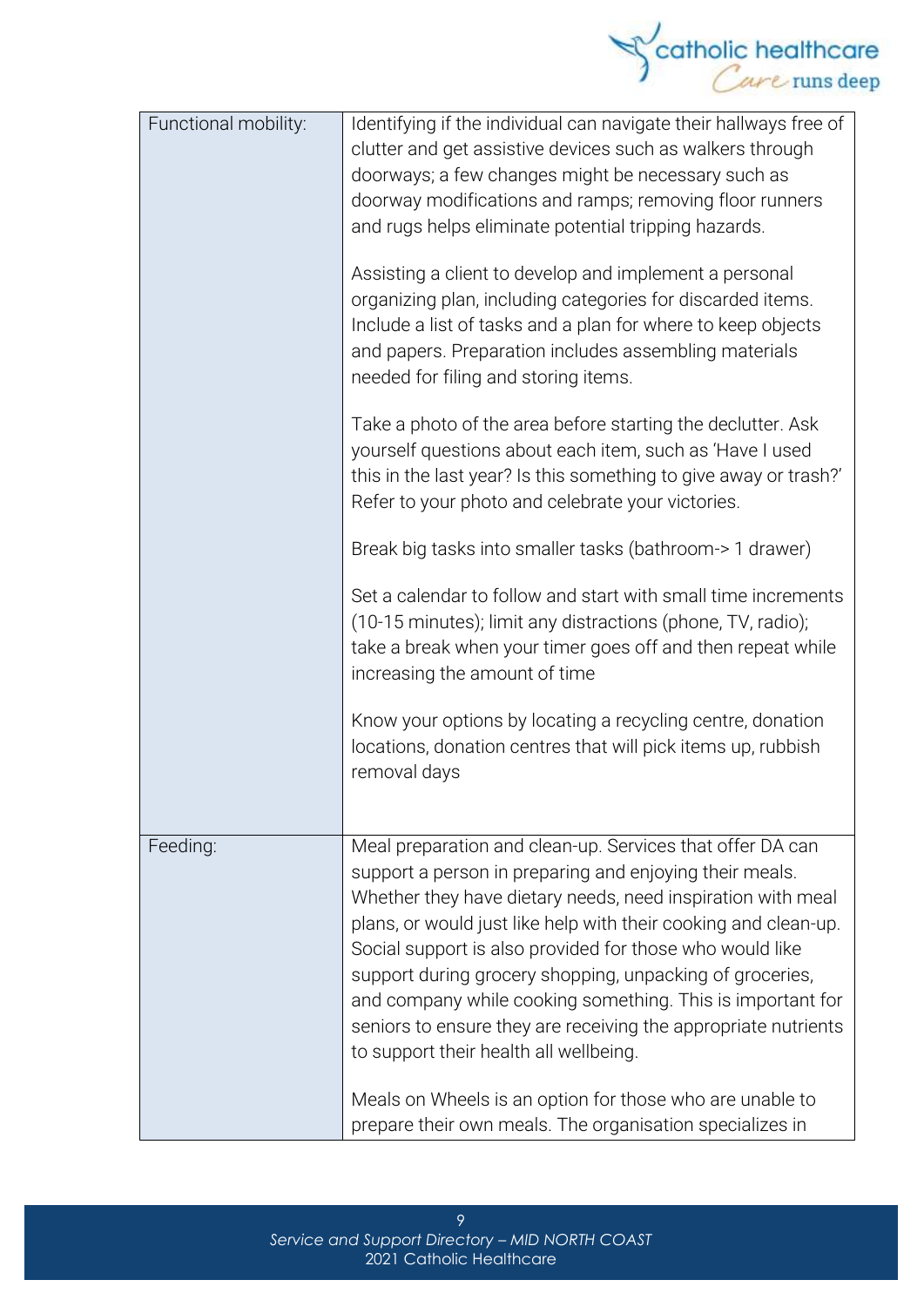| Functional mobility: | Identifying if the individual can navigate their hallways free of clutter and get assistive devices such as walkers through doorways; a few changes might be necessary such as doorway modifications and ramps; removing floor runners and rugs helps eliminate potential tripping hazards.<br><br>Assisting a client to develop and implement a personal organizing plan, including categories for discarded items. Include a list of tasks and a plan for where to keep objects and papers. Preparation includes assembling materials needed for filing and storing items.<br><br>Take a photo of the area before starting the declutter. Ask yourself questions about each item, such as 'Have I used this in the last year? Is this something to give away or trash?' Refer to your photo and celebrate your victories.<br><br>Break big tasks into smaller tasks (bathroom-> 1 drawer)<br><br>Set a calendar to follow and start with small time increments (10-15 minutes); limit any distractions (phone, TV, radio); take a break when your timer goes off and then repeat while increasing the amount of time<br><br>Know your options by locating a recycling centre, donation locations, donation centres that will pick items up, rubbish removal days |
|---|---|
| Feeding: | Meal preparation and clean-up. Services that offer DA can support a person in preparing and enjoying their meals. Whether they have dietary needs, need inspiration with meal plans, or would just like help with their cooking and clean-up. Social support is also provided for those who would like support during grocery shopping, unpacking of groceries, and company while cooking something. This is important for seniors to ensure they are receiving the appropriate nutrients to support their health all wellbeing.<br><br>Meals on Wheels is an option for those who are unable to prepare their own meals. The organisation specializes in |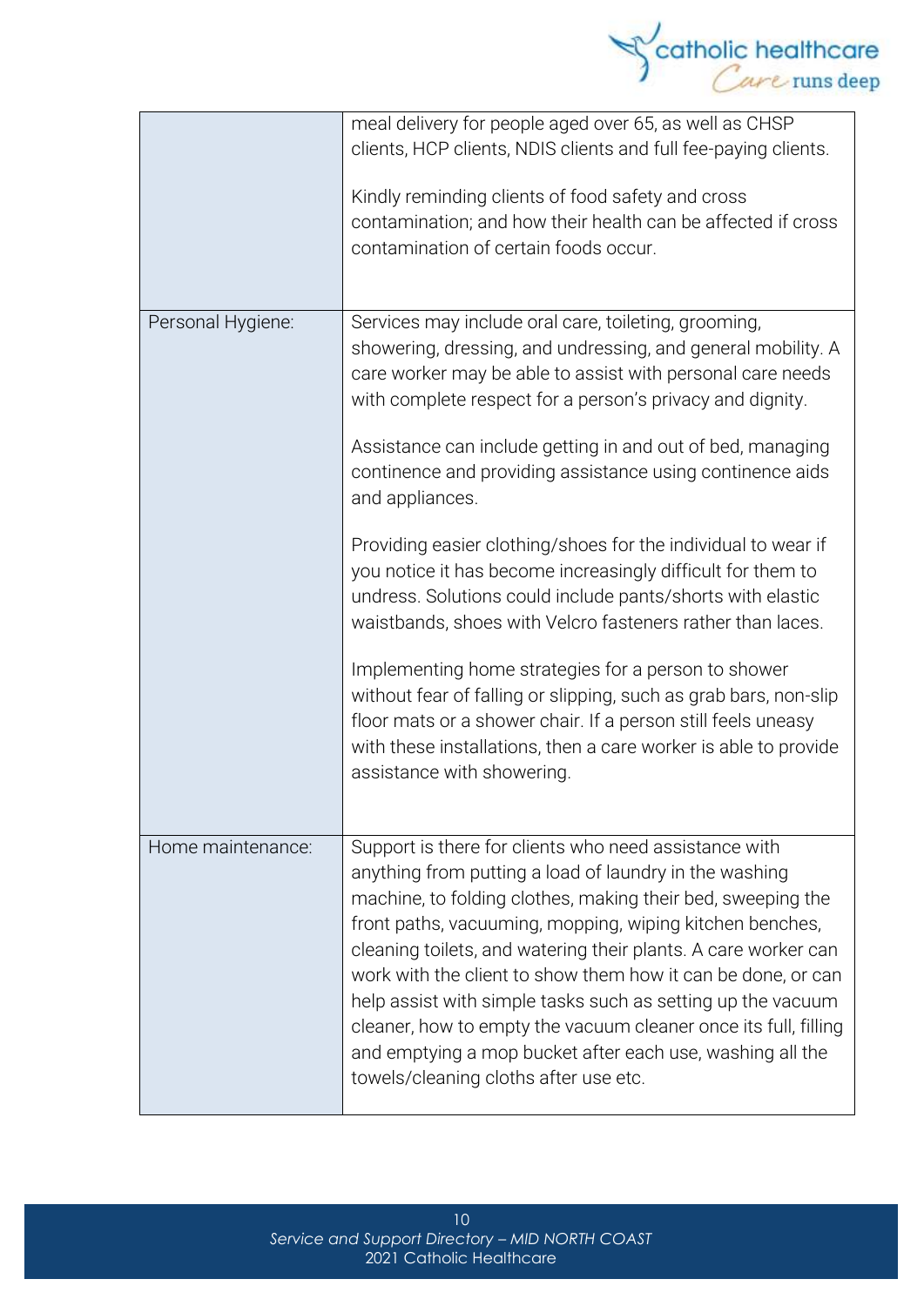| | |
|---|---|
| | meal delivery for people aged over 65, as well as CHSP clients, HCP clients, NDIS clients and full fee-paying clients.<br><br>Kindly reminding clients of food safety and cross contamination; and how their health can be affected if cross contamination of certain foods occur. |
| Personal Hygiene: | Services may include oral care, toileting, grooming, showering, dressing, and undressing, and general mobility. A care worker may be able to assist with personal care needs with complete respect for a person's privacy and dignity.<br><br>Assistance can include getting in and out of bed, managing continence and providing assistance using continence aids and appliances.<br><br>Providing easier clothing/shoes for the individual to wear if you notice it has become increasingly difficult for them to undress. Solutions could include pants/shorts with elastic waistbands, shoes with Velcro fasteners rather than laces.<br><br>Implementing home strategies for a person to shower without fear of falling or slipping, such as grab bars, non-slip floor mats or a shower chair. If a person still feels uneasy with these installations, then a care worker is able to provide assistance with showering. |
| Home maintenance: | Support is there for clients who need assistance with anything from putting a load of laundry in the washing machine, to folding clothes, making their bed, sweeping the front paths, vacuuming, mopping, wiping kitchen benches, cleaning toilets, and watering their plants. A care worker can work with the client to show them how it can be done, or can help assist with simple tasks such as setting up the vacuum cleaner, how to empty the vacuum cleaner once its full, filling and emptying a mop bucket after each use, washing all the towels/cleaning cloths after use etc. |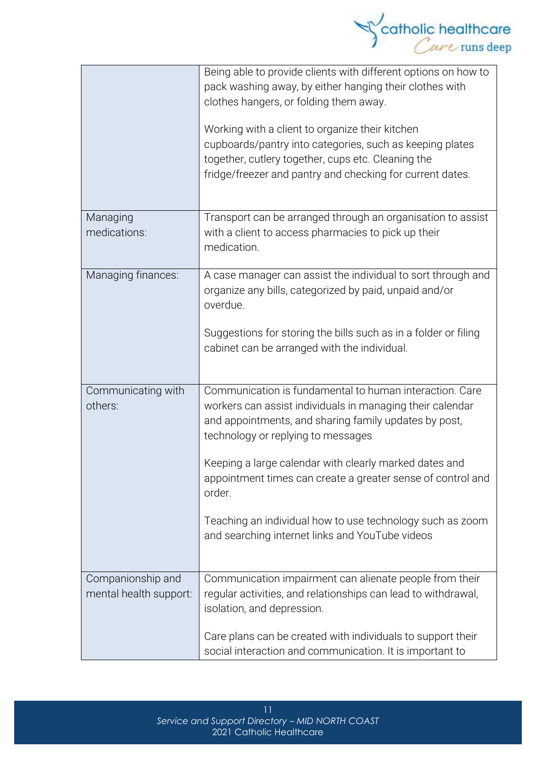| | |
|---|---|
| | Being able to provide clients with different options on how to pack washing away, by either hanging their clothes with clothes hangers, or folding them away.<br><br>Working with a client to organize their kitchen cupboards/pantry into categories, such as keeping plates together, cutlery together, cups etc. Cleaning the fridge/freezer and pantry and checking for current dates. |
| Managing medications: | Transport can be arranged through an organisation to assist with a client to access pharmacies to pick up their medication. |
| Managing finances: | A case manager can assist the individual to sort through and organize any bills, categorized by paid, unpaid and/or overdue.<br><br>Suggestions for storing the bills such as in a folder or filing cabinet can be arranged with the individual. |
| Communicating with others: | Communication is fundamental to human interaction. Care workers can assist individuals in managing their calendar and appointments, and sharing family updates by post, technology or replying to messages<br><br>Keeping a large calendar with clearly marked dates and appointment times can create a greater sense of control and order.<br><br>Teaching an individual how to use technology such as zoom and searching internet links and YouTube videos |
| Companionship and mental health support: | Communication impairment can alienate people from their regular activities, and relationships can lead to withdrawal, isolation, and depression.<br><br>Care plans can be created with individuals to support their social interaction and communication. It is important to |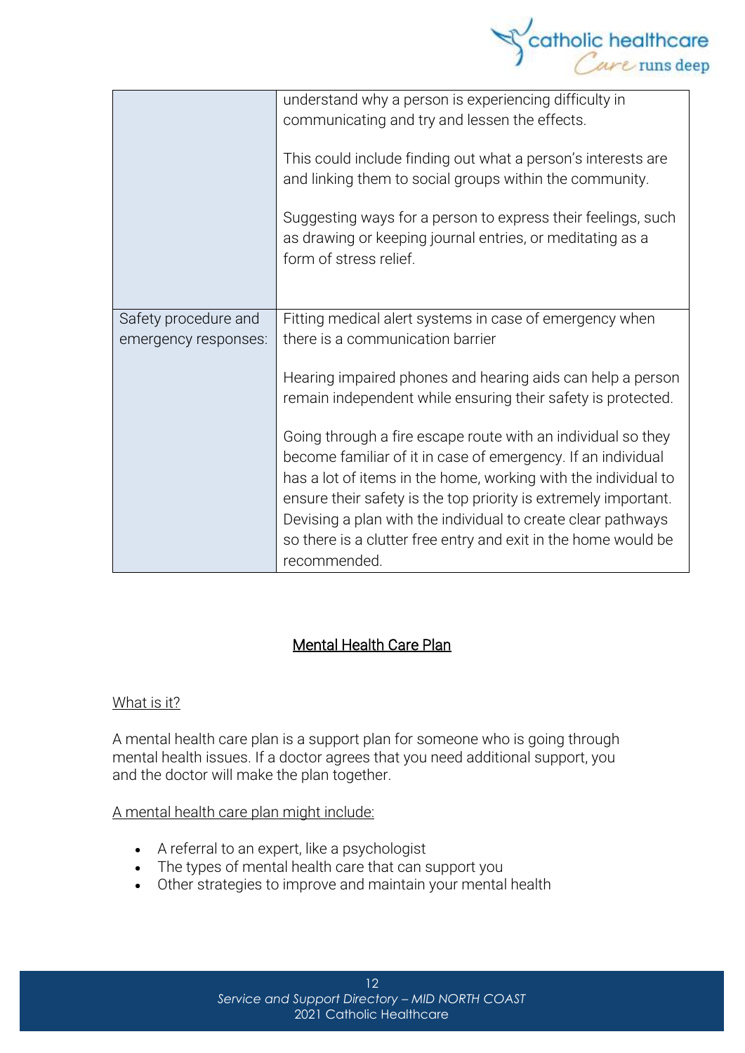|  |  |
| --- | --- |
|  | understand why a person is experiencing difficulty in communicating and try and lessen the effects.<br><br>This could include finding out what a person's interests are and linking them to social groups within the community.<br><br>Suggesting ways for a person to express their feelings, such as drawing or keeping journal entries, or meditating as a form of stress relief. |
| Safety procedure and emergency responses: | Fitting medical alert systems in case of emergency when there is a communication barrier<br><br>Hearing impaired phones and hearing aids can help a person remain independent while ensuring their safety is protected.<br><br>Going through a fire escape route with an individual so they become familiar of it in case of emergency. If an individual has a lot of items in the home, working with the individual to ensure their safety is the top priority is extremely important. Devising a plan with the individual to create clear pathways so there is a clutter free entry and exit in the home would be recommended. |

## Mental Health Care Plan

### What is it?

A mental health care plan is a support plan for someone who is going through mental health issues. If a doctor agrees that you need additional support, you and the doctor will make the plan together.

A mental health care plan might include:

- A referral to an expert, like a psychologist
- The types of mental health care that can support you
- Other strategies to improve and maintain your mental health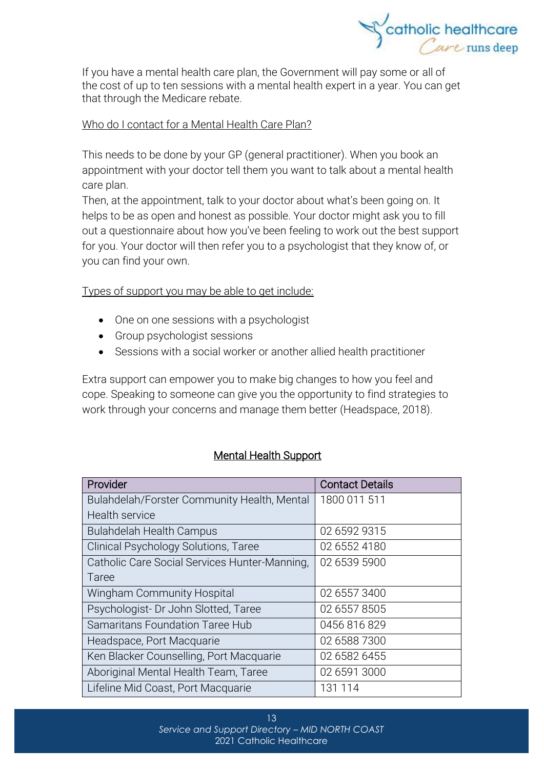If you have a mental health care plan, the Government will pay some or all of the cost of up to ten sessions with a mental health expert in a year. You can get that through the Medicare rebate.

Who do I contact for a Mental Health Care Plan?

This needs to be done by your GP (general practitioner). When you book an appointment with your doctor tell them you want to talk about a mental health care plan.
Then, at the appointment, talk to your doctor about what's been going on. It helps to be as open and honest as possible. Your doctor might ask you to fill out a questionnaire about how you've been feeling to work out the best support for you. Your doctor will then refer you to a psychologist that they know of, or you can find your own.

Types of support you may be able to get include:

- One on one sessions with a psychologist
- Group psychologist sessions
- Sessions with a social worker or another allied health practitioner

Extra support can empower you to make big changes to how you feel and cope. Speaking to someone can give you the opportunity to find strategies to work through your concerns and manage them better (Headspace, 2018).

## Mental Health Support

| Provider | Contact Details |
| --- | --- |
| Bulahdelah/Forster Community Health, Mental Health service | 1800 011 511 |
| Bulahdelah Health Campus | 02 6592 9315 |
| Clinical Psychology Solutions, Taree | 02 6552 4180 |
| Catholic Care Social Services Hunter-Manning, Taree | 02 6539 5900 |
| Wingham Community Hospital | 02 6557 3400 |
| Psychologist- Dr John Slotted, Taree | 02 6557 8505 |
| Samaritans Foundation Taree Hub | 0456 816 829 |
| Headspace, Port Macquarie | 02 6588 7300 |
| Ken Blacker Counselling, Port Macquarie | 02 6582 6455 |
| Aboriginal Mental Health Team, Taree | 02 6591 3000 |
| Lifeline Mid Coast, Port Macquarie | 131 114 |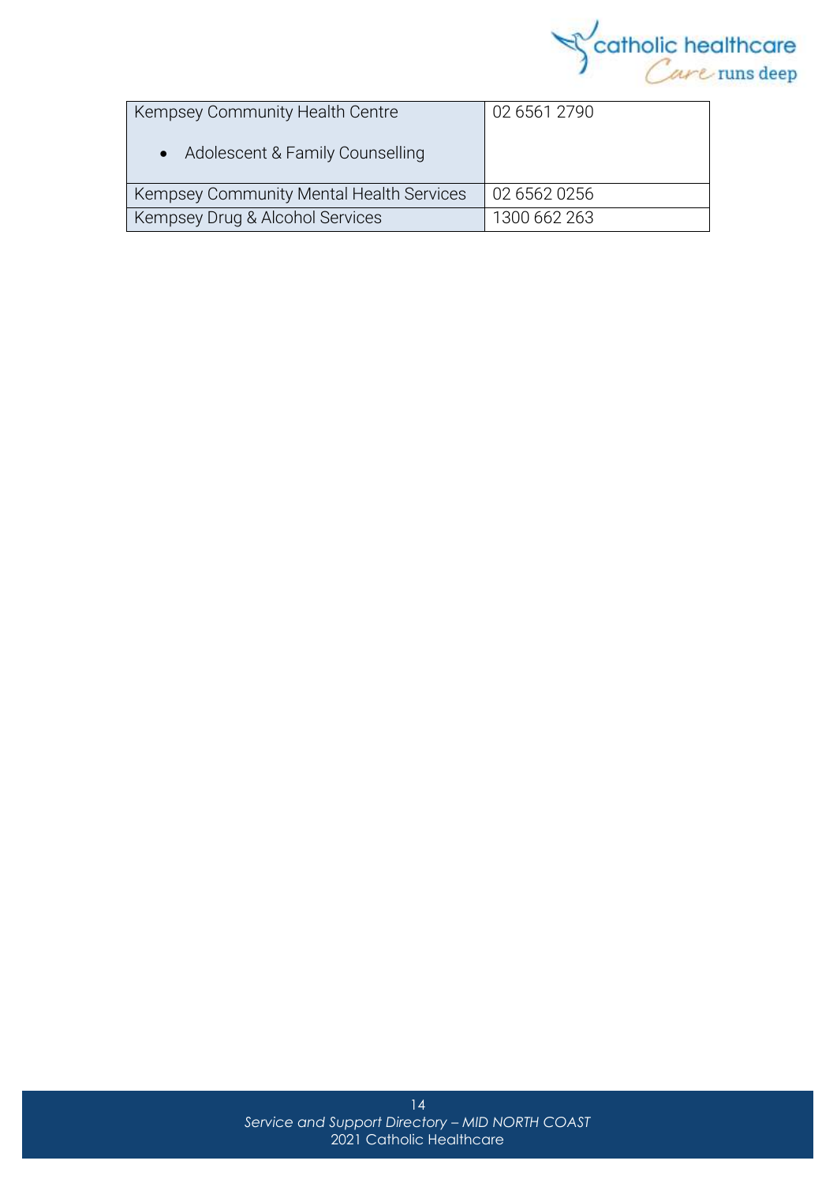| | |
|---|---|
| Kempsey Community Health Centre<br>• Adolescent & Family Counselling | 02 6561 2790 |
| Kempsey Community Mental Health Services | 02 6562 0256 |
| Kempsey Drug & Alcohol Services | 1300 662 263 |